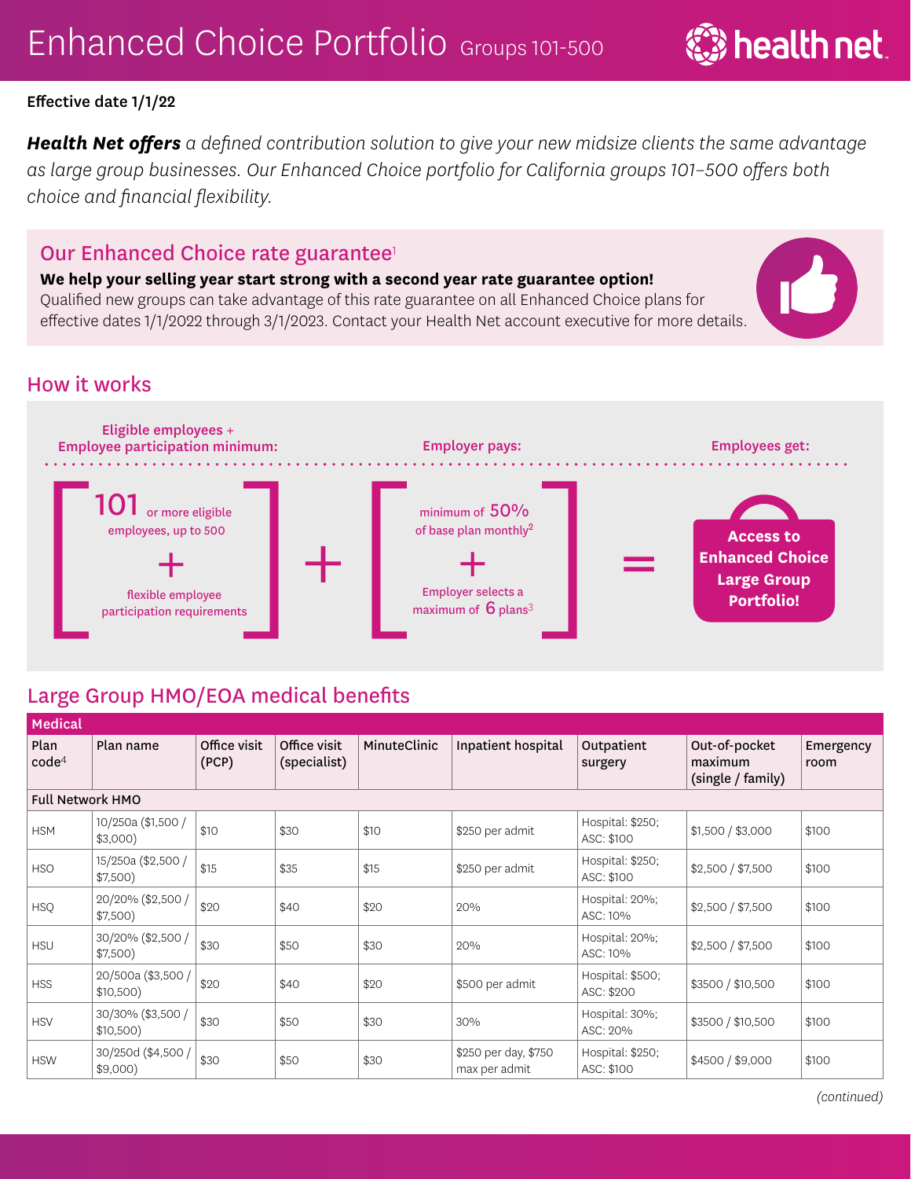# Enhanced Choice Portfolio Groups 101-500

health net

**Effective date 1/1/22**

***Health Net offers*** *a defined contribution solution to give your new midsize clients the same advantage as large group businesses. Our Enhanced Choice portfolio for California groups 101–500 offers both choice and financial flexibility.*

## Our Enhanced Choice rate guarantee[1]

**We help your selling year start strong with a second year rate guarantee option!**
Qualified new groups can take advantage of this rate guarantee on all Enhanced Choice plans for effective dates 1/1/2022 through 3/1/2023. Contact your Health Net account executive for more details.

## How it works

**Eligible employees + Employee participation minimum:**

[ 101 or more eligible employees, up to 500 + flexible employee participation requirements ]

+

**Employer pays:**

[ minimum of 50% of base plan monthly[2] + Employer selects a maximum of 6 plans[3] ]

=

**Employees get:**

**Access to Enhanced Choice Large Group Portfolio!**

## Large Group HMO/EOA medical benefits

| Medical | | | | | | | | |
|---|---|---|---|---|---|---|---|---|
| Plan code[4] | Plan name | Office visit (PCP) | Office visit (specialist) | MinuteClinic | Inpatient hospital | Outpatient surgery | Out-of-pocket maximum (single / family) | Emergency room |
| **Full Network HMO** | | | | | | | | |
| HSM | 10/250a ($1,500 / $3,000) | $10 | $30 | $10 | $250 per admit | Hospital: $250; ASC: $100 | $1,500 / $3,000 | $100 |
| HSO | 15/250a ($2,500 / $7,500) | $15 | $35 | $15 | $250 per admit | Hospital: $250; ASC: $100 | $2,500 / $7,500 | $100 |
| HSQ | 20/20% ($2,500 / $7,500) | $20 | $40 | $20 | 20% | Hospital: 20%; ASC: 10% | $2,500 / $7,500 | $100 |
| HSU | 30/20% ($2,500 / $7,500) | $30 | $50 | $30 | 20% | Hospital: 20%; ASC: 10% | $2,500 / $7,500 | $100 |
| HSS | 20/500a ($3,500 / $10,500) | $20 | $40 | $20 | $500 per admit | Hospital: $500; ASC: $200 | $3500 / $10,500 | $100 |
| HSV | 30/30% ($3,500 / $10,500) | $30 | $50 | $30 | 30% | Hospital: 30%; ASC: 20% | $3500 / $10,500 | $100 |
| HSW | 30/250d ($4,500 / $9,000) | $30 | $50 | $30 | $250 per day, $750 max per admit | Hospital: $250; ASC: $100 | $4500 / $9,000 | $100 |

*(continued)*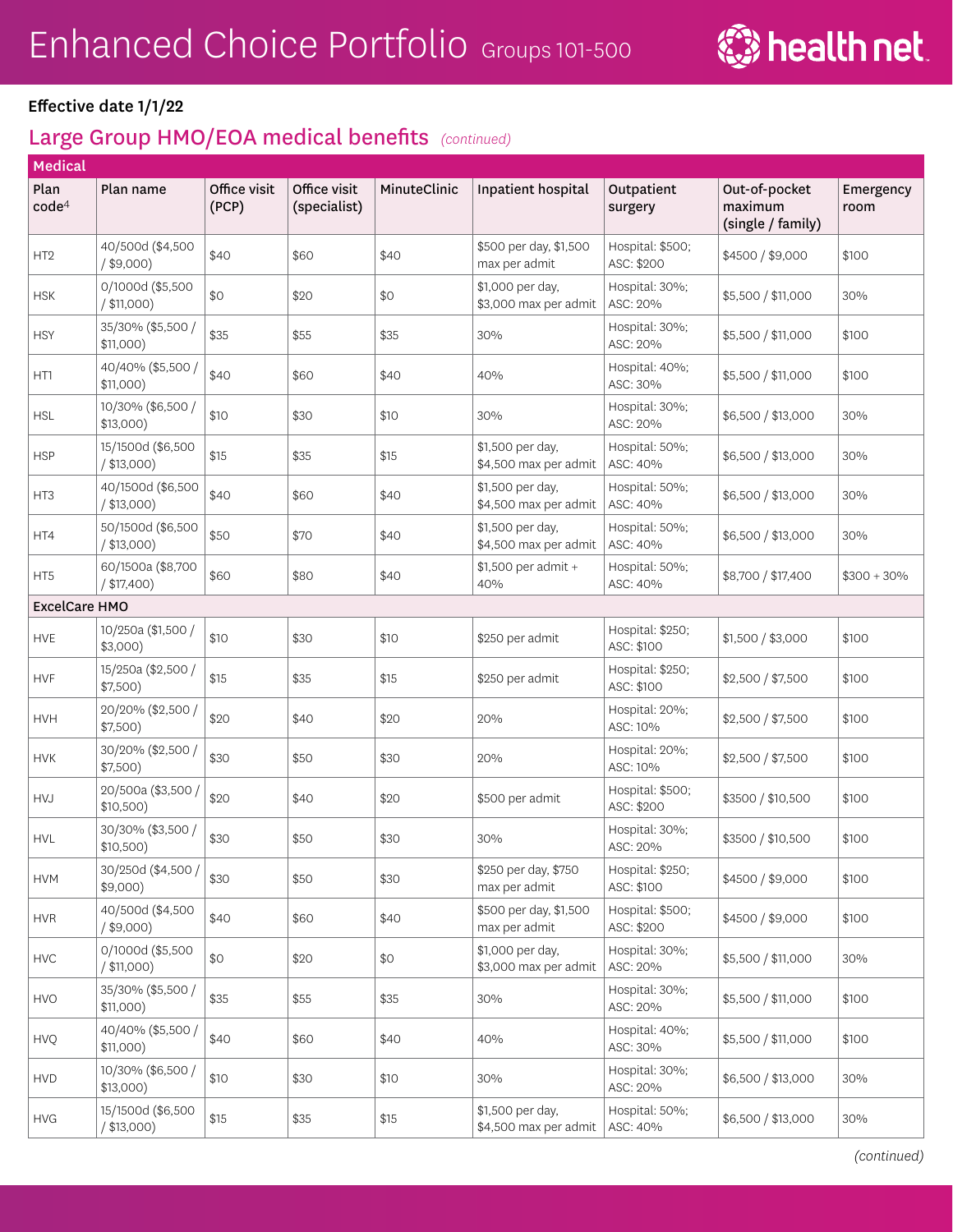# Enhanced Choice Portfolio Groups 101-500

**Effective date 1/1/22**

## Large Group HMO/EOA medical benefits *(continued)*

| Medical | | | | | | | | |
|---|---|---|---|---|---|---|---|---|
| Plan code[4] | Plan name | Office visit (PCP) | Office visit (specialist) | MinuteClinic | Inpatient hospital | Outpatient surgery | Out-of-pocket maximum (single / family) | Emergency room |
| HT2 | 40/500d ($4,500 / $9,000) | $40 | $60 | $40 | $500 per day, $1,500 max per admit | Hospital: $500; ASC: $200 | $4500 / $9,000 | $100 |
| HSK | 0/1000d ($5,500 / $11,000) | $0 | $20 | $0 | $1,000 per day, $3,000 max per admit | Hospital: 30%; ASC: 20% | $5,500 / $11,000 | 30% |
| HSY | 35/30% ($5,500 / $11,000) | $35 | $55 | $35 | 30% | Hospital: 30%; ASC: 20% | $5,500 / $11,000 | $100 |
| HT1 | 40/40% ($5,500 / $11,000) | $40 | $60 | $40 | 40% | Hospital: 40%; ASC: 30% | $5,500 / $11,000 | $100 |
| HSL | 10/30% ($6,500 / $13,000) | $10 | $30 | $10 | 30% | Hospital: 30%; ASC: 20% | $6,500 / $13,000 | 30% |
| HSP | 15/1500d ($6,500 / $13,000) | $15 | $35 | $15 | $1,500 per day, $4,500 max per admit | Hospital: 50%; ASC: 40% | $6,500 / $13,000 | 30% |
| HT3 | 40/1500d ($6,500 / $13,000) | $40 | $60 | $40 | $1,500 per day, $4,500 max per admit | Hospital: 50%; ASC: 40% | $6,500 / $13,000 | 30% |
| HT4 | 50/1500d ($6,500 / $13,000) | $50 | $70 | $40 | $1,500 per day, $4,500 max per admit | Hospital: 50%; ASC: 40% | $6,500 / $13,000 | 30% |
| HT5 | 60/1500a ($8,700 / $17,400) | $60 | $80 | $40 | $1,500 per admit + 40% | Hospital: 50%; ASC: 40% | $8,700 / $17,400 | $300 + 30% |
| **ExcelCare HMO** | | | | | | | | |
| HVE | 10/250a ($1,500 / $3,000) | $10 | $30 | $10 | $250 per admit | Hospital: $250; ASC: $100 | $1,500 / $3,000 | $100 |
| HVF | 15/250a ($2,500 / $7,500) | $15 | $35 | $15 | $250 per admit | Hospital: $250; ASC: $100 | $2,500 / $7,500 | $100 |
| HVH | 20/20% ($2,500 / $7,500) | $20 | $40 | $20 | 20% | Hospital: 20%; ASC: 10% | $2,500 / $7,500 | $100 |
| HVK | 30/20% ($2,500 / $7,500) | $30 | $50 | $30 | 20% | Hospital: 20%; ASC: 10% | $2,500 / $7,500 | $100 |
| HVJ | 20/500a ($3,500 / $10,500) | $20 | $40 | $20 | $500 per admit | Hospital: $500; ASC: $200 | $3500 / $10,500 | $100 |
| HVL | 30/30% ($3,500 / $10,500) | $30 | $50 | $30 | 30% | Hospital: 30%; ASC: 20% | $3500 / $10,500 | $100 |
| HVM | 30/250d ($4,500 / $9,000) | $30 | $50 | $30 | $250 per day, $750 max per admit | Hospital: $250; ASC: $100 | $4500 / $9,000 | $100 |
| HVR | 40/500d ($4,500 / $9,000) | $40 | $60 | $40 | $500 per day, $1,500 max per admit | Hospital: $500; ASC: $200 | $4500 / $9,000 | $100 |
| HVC | 0/1000d ($5,500 / $11,000) | $0 | $20 | $0 | $1,000 per day, $3,000 max per admit | Hospital: 30%; ASC: 20% | $5,500 / $11,000 | 30% |
| HVO | 35/30% ($5,500 / $11,000) | $35 | $55 | $35 | 30% | Hospital: 30%; ASC: 20% | $5,500 / $11,000 | $100 |
| HVQ | 40/40% ($5,500 / $11,000) | $40 | $60 | $40 | 40% | Hospital: 40%; ASC: 30% | $5,500 / $11,000 | $100 |
| HVD | 10/30% ($6,500 / $13,000) | $10 | $30 | $10 | 30% | Hospital: 30%; ASC: 20% | $6,500 / $13,000 | 30% |
| HVG | 15/1500d ($6,500 / $13,000) | $15 | $35 | $15 | $1,500 per day, $4,500 max per admit | Hospital: 50%; ASC: 40% | $6,500 / $13,000 | 30% |

*(continued)*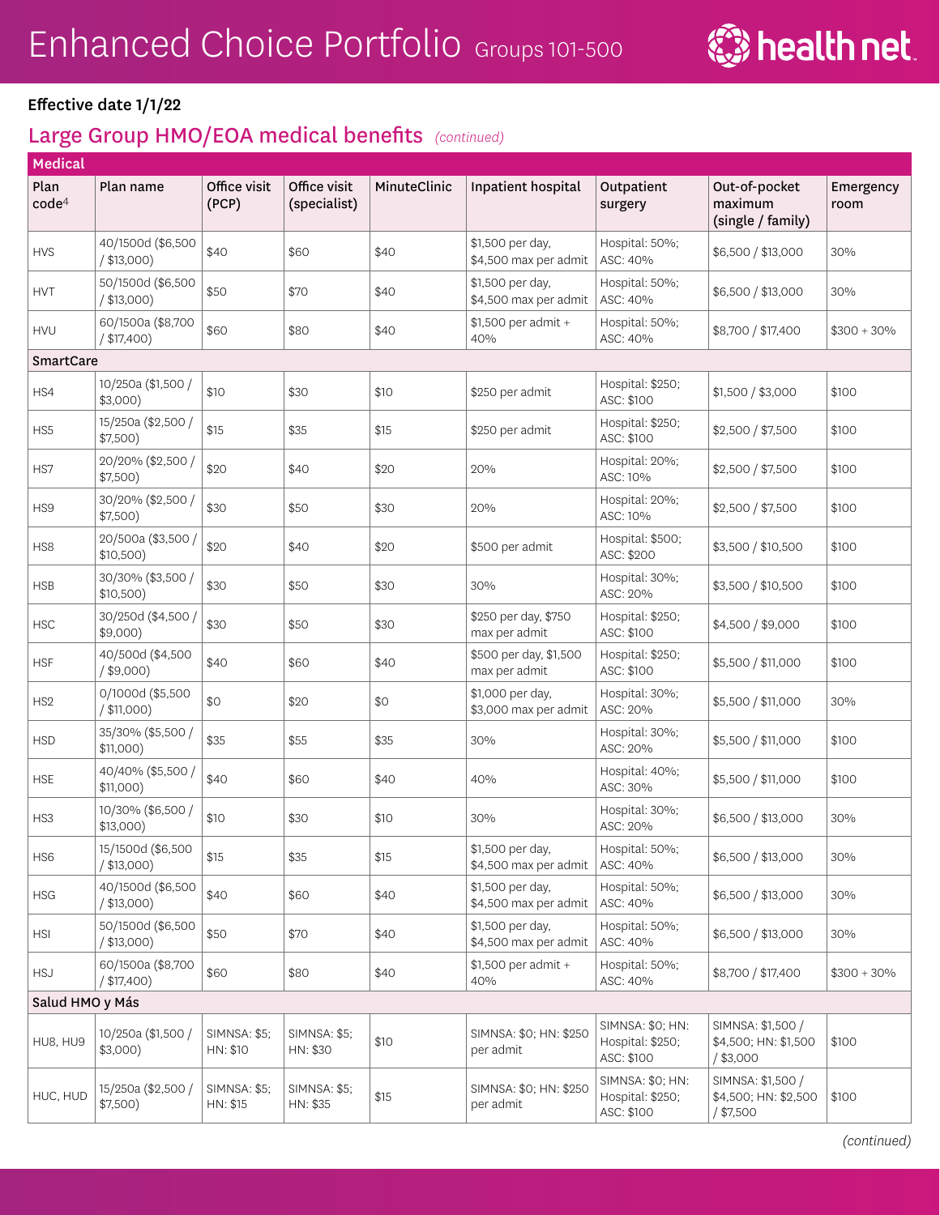# Enhanced Choice Portfolio Groups 101-500

**Effective date 1/1/22**

## Large Group HMO/EOA medical benefits *(continued)*

| Plan code[4] | Plan name | Office visit (PCP) | Office visit (specialist) | MinuteClinic | Inpatient hospital | Outpatient surgery | Out-of-pocket maximum (single / family) | Emergency room |
|---|---|---|---|---|---|---|---|---|
| **Medical** | | | | | | | | |
| HVS | 40/1500d ($6,500 / $13,000) | $40 | $60 | $40 | $1,500 per day, $4,500 max per admit | Hospital: 50%; ASC: 40% | $6,500 / $13,000 | 30% |
| HVT | 50/1500d ($6,500 / $13,000) | $50 | $70 | $40 | $1,500 per day, $4,500 max per admit | Hospital: 50%; ASC: 40% | $6,500 / $13,000 | 30% |
| HVU | 60/1500a ($8,700 / $17,400) | $60 | $80 | $40 | $1,500 per admit + 40% | Hospital: 50%; ASC: 40% | $8,700 / $17,400 | $300 + 30% |
| **SmartCare** | | | | | | | | |
| HS4 | 10/250a ($1,500 / $3,000) | $10 | $30 | $10 | $250 per admit | Hospital: $250; ASC: $100 | $1,500 / $3,000 | $100 |
| HS5 | 15/250a ($2,500 / $7,500) | $15 | $35 | $15 | $250 per admit | Hospital: $250; ASC: $100 | $2,500 / $7,500 | $100 |
| HS7 | 20/20% ($2,500 / $7,500) | $20 | $40 | $20 | 20% | Hospital: 20%; ASC: 10% | $2,500 / $7,500 | $100 |
| HS9 | 30/20% ($2,500 / $7,500) | $30 | $50 | $30 | 20% | Hospital: 20%; ASC: 10% | $2,500 / $7,500 | $100 |
| HS8 | 20/500a ($3,500 / $10,500) | $20 | $40 | $20 | $500 per admit | Hospital: $500; ASC: $200 | $3,500 / $10,500 | $100 |
| HSB | 30/30% ($3,500 / $10,500) | $30 | $50 | $30 | 30% | Hospital: 30%; ASC: 20% | $3,500 / $10,500 | $100 |
| HSC | 30/250d ($4,500 / $9,000) | $30 | $50 | $30 | $250 per day, $750 max per admit | Hospital: $250; ASC: $100 | $4,500 / $9,000 | $100 |
| HSF | 40/500d ($4,500 / $9,000) | $40 | $60 | $40 | $500 per day, $1,500 max per admit | Hospital: $250; ASC: $100 | $5,500 / $11,000 | $100 |
| HS2 | 0/1000d ($5,500 / $11,000) | $0 | $20 | $0 | $1,000 per day, $3,000 max per admit | Hospital: 30%; ASC: 20% | $5,500 / $11,000 | 30% |
| HSD | 35/30% ($5,500 / $11,000) | $35 | $55 | $35 | 30% | Hospital: 30%; ASC: 20% | $5,500 / $11,000 | $100 |
| HSE | 40/40% ($5,500 / $11,000) | $40 | $60 | $40 | 40% | Hospital: 40%; ASC: 30% | $5,500 / $11,000 | $100 |
| HS3 | 10/30% ($6,500 / $13,000) | $10 | $30 | $10 | 30% | Hospital: 30%; ASC: 20% | $6,500 / $13,000 | 30% |
| HS6 | 15/1500d ($6,500 / $13,000) | $15 | $35 | $15 | $1,500 per day, $4,500 max per admit | Hospital: 50%; ASC: 40% | $6,500 / $13,000 | 30% |
| HSG | 40/1500d ($6,500 / $13,000) | $40 | $60 | $40 | $1,500 per day, $4,500 max per admit | Hospital: 50%; ASC: 40% | $6,500 / $13,000 | 30% |
| HSI | 50/1500d ($6,500 / $13,000) | $50 | $70 | $40 | $1,500 per day, $4,500 max per admit | Hospital: 50%; ASC: 40% | $6,500 / $13,000 | 30% |
| HSJ | 60/1500a ($8,700 / $17,400) | $60 | $80 | $40 | $1,500 per admit + 40% | Hospital: 50%; ASC: 40% | $8,700 / $17,400 | $300 + 30% |
| **Salud HMO y Más** | | | | | | | | |
| HU8, HU9 | 10/250a ($1,500 / $3,000) | SIMNSA: $5; HN: $10 | SIMNSA: $5; HN: $30 | $10 | SIMNSA: $0; HN: $250 per admit | SIMNSA: $0; HN: Hospital: $250; ASC: $100 | SIMNSA: $1,500 / $4,500; HN: $1,500 / $3,000 | $100 |
| HUC, HUD | 15/250a ($2,500 / $7,500) | SIMNSA: $5; HN: $15 | SIMNSA: $5; HN: $35 | $15 | SIMNSA: $0; HN: $250 per admit | SIMNSA: $0; HN: Hospital: $250; ASC: $100 | SIMNSA: $1,500 / $4,500; HN: $2,500 / $7,500 | $100 |

*(continued)*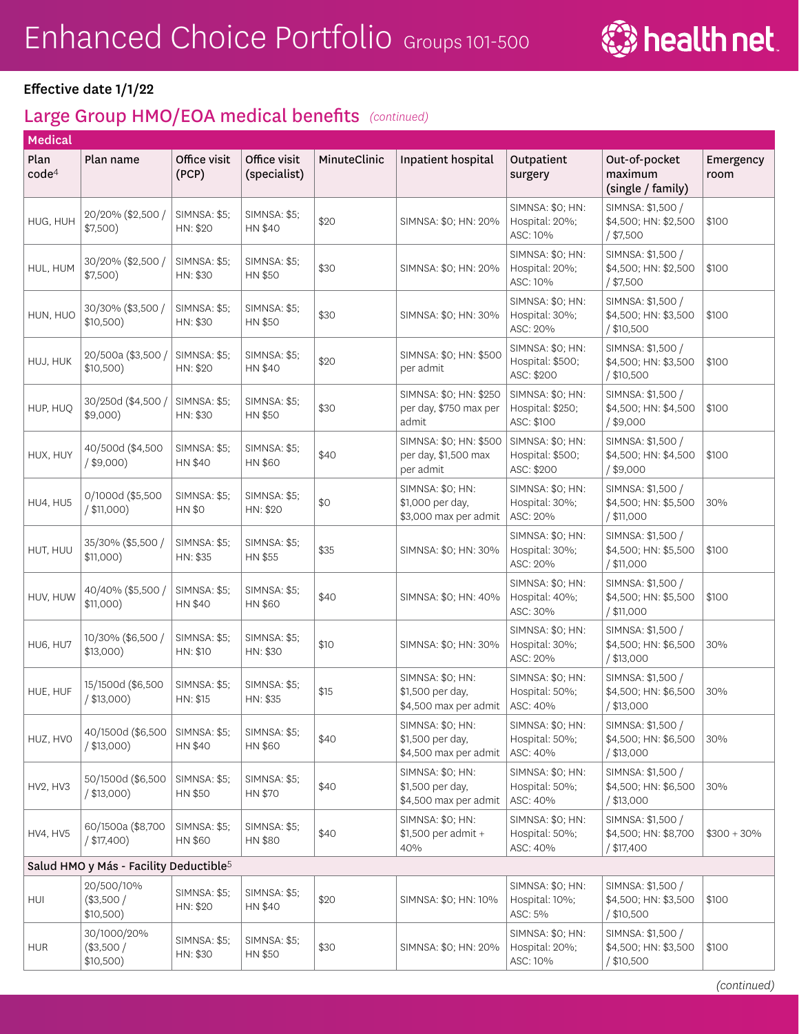# Enhanced Choice Portfolio Groups 101-500

**Effective date 1/1/22**

## Large Group HMO/EOA medical benefits *(continued)*

| Medical | | | | | | | | |
|---|---|---|---|---|---|---|---|---|
| Plan code[4] | Plan name | Office visit (PCP) | Office visit (specialist) | MinuteClinic | Inpatient hospital | Outpatient surgery | Out-of-pocket maximum (single / family) | Emergency room |
| HUG, HUH | 20/20% ($2,500 / $7,500) | SIMNSA: $5; HN: $20 | SIMNSA: $5; HN $40 | $20 | SIMNSA: $0; HN: 20% | SIMNSA: $0; HN: Hospital: 20%; ASC: 10% | SIMNSA: $1,500 / $4,500; HN: $2,500 / $7,500 | $100 |
| HUL, HUM | 30/20% ($2,500 / $7,500) | SIMNSA: $5; HN: $30 | SIMNSA: $5; HN $50 | $30 | SIMNSA: $0; HN: 20% | SIMNSA: $0; HN: Hospital: 20%; ASC: 10% | SIMNSA: $1,500 / $4,500; HN: $2,500 / $7,500 | $100 |
| HUN, HUO | 30/30% ($3,500 / $10,500) | SIMNSA: $5; HN: $30 | SIMNSA: $5; HN $50 | $30 | SIMNSA: $0; HN: 30% | SIMNSA: $0; HN: Hospital: 30%; ASC: 20% | SIMNSA: $1,500 / $4,500; HN: $3,500 / $10,500 | $100 |
| HUJ, HUK | 20/500a ($3,500 / $10,500) | SIMNSA: $5; HN: $20 | SIMNSA: $5; HN $40 | $20 | SIMNSA: $0; HN: $500 per admit | SIMNSA: $0; HN: Hospital: $500; ASC: $200 | SIMNSA: $1,500 / $4,500; HN: $3,500 / $10,500 | $100 |
| HUP, HUQ | 30/250d ($4,500 / $9,000) | SIMNSA: $5; HN: $30 | SIMNSA: $5; HN $50 | $30 | SIMNSA: $0; HN: $250 per day, $750 max per admit | SIMNSA: $0; HN: Hospital: $250; ASC: $100 | SIMNSA: $1,500 / $4,500; HN: $4,500 / $9,000 | $100 |
| HUX, HUY | 40/500d ($4,500 / $9,000) | SIMNSA: $5; HN $40 | SIMNSA: $5; HN $60 | $40 | SIMNSA: $0; HN: $500 per day, $1,500 max per admit | SIMNSA: $0; HN: Hospital: $500; ASC: $200 | SIMNSA: $1,500 / $4,500; HN: $4,500 / $9,000 | $100 |
| HU4, HU5 | 0/1000d ($5,500 / $11,000) | SIMNSA: $5; HN $0 | SIMNSA: $5; HN: $20 | $0 | SIMNSA: $0; HN: $1,000 per day, $3,000 max per admit | SIMNSA: $0; HN: Hospital: 30%; ASC: 20% | SIMNSA: $1,500 / $4,500; HN: $5,500 / $11,000 | 30% |
| HUT, HUU | 35/30% ($5,500 / $11,000) | SIMNSA: $5; HN: $35 | SIMNSA: $5; HN $55 | $35 | SIMNSA: $0; HN: 30% | SIMNSA: $0; HN: Hospital: 30%; ASC: 20% | SIMNSA: $1,500 / $4,500; HN: $5,500 / $11,000 | $100 |
| HUV, HUW | 40/40% ($5,500 / $11,000) | SIMNSA: $5; HN $40 | SIMNSA: $5; HN $60 | $40 | SIMNSA: $0; HN: 40% | SIMNSA: $0; HN: Hospital: 40%; ASC: 30% | SIMNSA: $1,500 / $4,500; HN: $5,500 / $11,000 | $100 |
| HU6, HU7 | 10/30% ($6,500 / $13,000) | SIMNSA: $5; HN: $10 | SIMNSA: $5; HN: $30 | $10 | SIMNSA: $0; HN: 30% | SIMNSA: $0; HN: Hospital: 30%; ASC: 20% | SIMNSA: $1,500 / $4,500; HN: $6,500 / $13,000 | 30% |
| HUE, HUF | 15/1500d ($6,500 / $13,000) | SIMNSA: $5; HN: $15 | SIMNSA: $5; HN: $35 | $15 | SIMNSA: $0; HN: $1,500 per day, $4,500 max per admit | SIMNSA: $0; HN: Hospital: 50%; ASC: 40% | SIMNSA: $1,500 / $4,500; HN: $6,500 / $13,000 | 30% |
| HUZ, HV0 | 40/1500d ($6,500 / $13,000) | SIMNSA: $5; HN $40 | SIMNSA: $5; HN $60 | $40 | SIMNSA: $0; HN: $1,500 per day, $4,500 max per admit | SIMNSA: $0; HN: Hospital: 50%; ASC: 40% | SIMNSA: $1,500 / $4,500; HN: $6,500 / $13,000 | 30% |
| HV2, HV3 | 50/1500d ($6,500 / $13,000) | SIMNSA: $5; HN $50 | SIMNSA: $5; HN $70 | $40 | SIMNSA: $0; HN: $1,500 per day, $4,500 max per admit | SIMNSA: $0; HN: Hospital: 50%; ASC: 40% | SIMNSA: $1,500 / $4,500; HN: $6,500 / $13,000 | 30% |
| HV4, HV5 | 60/1500a ($8,700 / $17,400) | SIMNSA: $5; HN $60 | SIMNSA: $5; HN $80 | $40 | SIMNSA: $0; HN: $1,500 per admit + 40% | SIMNSA: $0; HN: Hospital: 50%; ASC: 40% | SIMNSA: $1,500 / $4,500; HN: $8,700 / $17,400 | $300 + 30% |
| Salud HMO y Más - Facility Deductible[5] | | | | | | | | |
| HUI | 20/500/10% ($3,500 / $10,500) | SIMNSA: $5; HN: $20 | SIMNSA: $5; HN $40 | $20 | SIMNSA: $0; HN: 10% | SIMNSA: $0; HN: Hospital: 10%; ASC: 5% | SIMNSA: $1,500 / $4,500; HN: $3,500 / $10,500 | $100 |
| HUR | 30/1000/20% ($3,500 / $10,500) | SIMNSA: $5; HN: $30 | SIMNSA: $5; HN $50 | $30 | SIMNSA: $0; HN: 20% | SIMNSA: $0; HN: Hospital: 20%; ASC: 10% | SIMNSA: $1,500 / $4,500; HN: $3,500 / $10,500 | $100 |

*(continued)*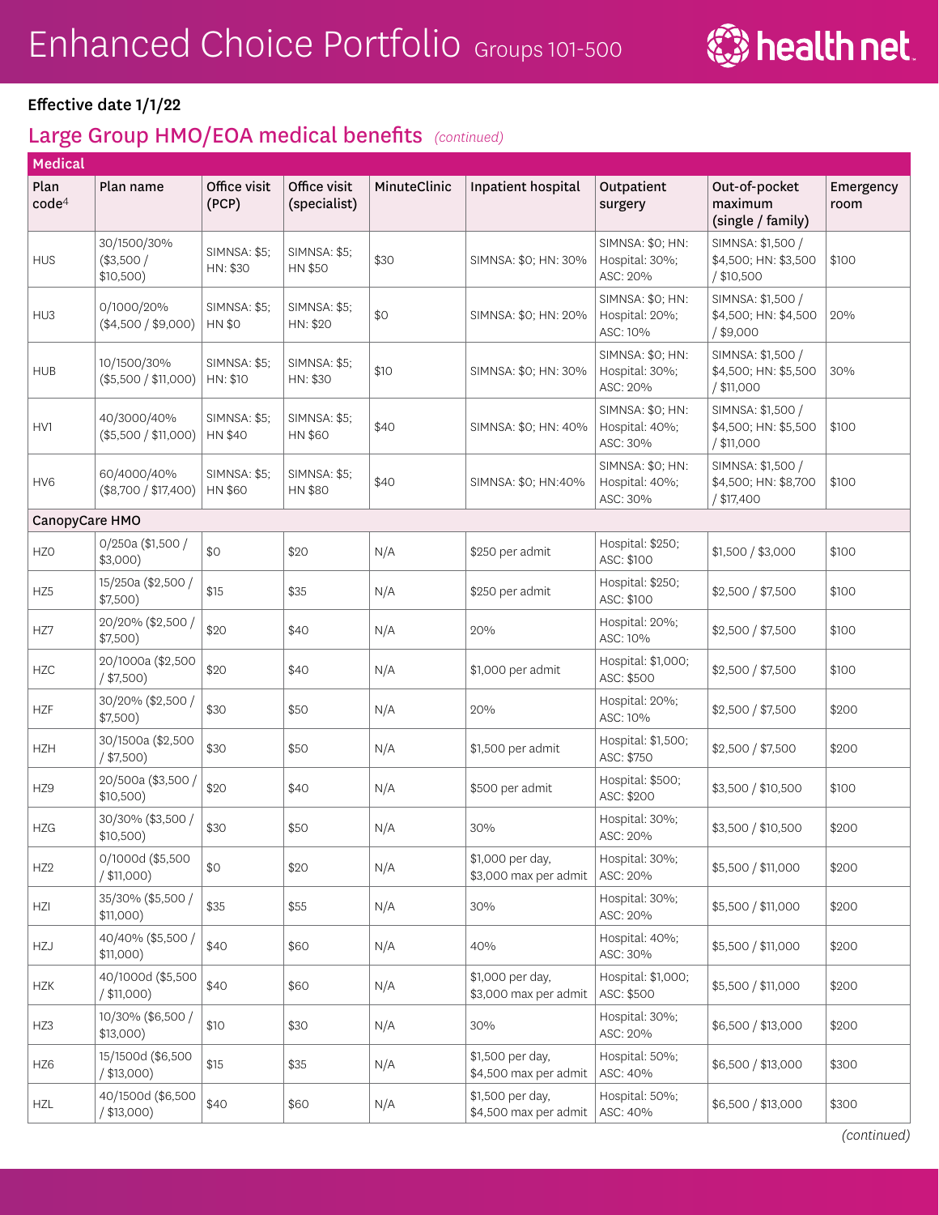# Enhanced Choice Portfolio Groups 101-500

**Effective date 1/1/22**

## Large Group HMO/EOA medical benefits *(continued)*

| Plan code[4] | Plan name | Office visit (PCP) | Office visit (specialist) | MinuteClinic | Inpatient hospital | Outpatient surgery | Out-of-pocket maximum (single / family) | Emergency room |
|---|---|---|---|---|---|---|---|---|
| **Medical** | | | | | | | | |
| HUS | 30/1500/30% ($3,500 / $10,500) | SIMNSA: $5; HN: $30 | SIMNSA: $5; HN $50 | $30 | SIMNSA: $0; HN: 30% | SIMNSA: $0; HN: Hospital: 30%; ASC: 20% | SIMNSA: $1,500 / $4,500; HN: $3,500 / $10,500 | $100 |
| HU3 | 0/1000/20% ($4,500 / $9,000) | SIMNSA: $5; HN $0 | SIMNSA: $5; HN: $20 | $0 | SIMNSA: $0; HN: 20% | SIMNSA: $0; HN: Hospital: 20%; ASC: 10% | SIMNSA: $1,500 / $4,500; HN: $4,500 / $9,000 | 20% |
| HUB | 10/1500/30% ($5,500 / $11,000) | SIMNSA: $5; HN: $10 | SIMNSA: $5; HN: $30 | $10 | SIMNSA: $0; HN: 30% | SIMNSA: $0; HN: Hospital: 30%; ASC: 20% | SIMNSA: $1,500 / $4,500; HN: $5,500 / $11,000 | 30% |
| HV1 | 40/3000/40% ($5,500 / $11,000) | SIMNSA: $5; HN $40 | SIMNSA: $5; HN $60 | $40 | SIMNSA: $0; HN: 40% | SIMNSA: $0; HN: Hospital: 40%; ASC: 30% | SIMNSA: $1,500 / $4,500; HN: $5,500 / $11,000 | $100 |
| HV6 | 60/4000/40% ($8,700 / $17,400) | SIMNSA: $5; HN $60 | SIMNSA: $5; HN $80 | $40 | SIMNSA: $0; HN:40% | SIMNSA: $0; HN: Hospital: 40%; ASC: 30% | SIMNSA: $1,500 / $4,500; HN: $8,700 / $17,400 | $100 |
| **CanopyCare HMO** | | | | | | | | |
| HZ0 | 0/250a ($1,500 / $3,000) | $0 | $20 | N/A | $250 per admit | Hospital: $250; ASC: $100 | $1,500 / $3,000 | $100 |
| HZ5 | 15/250a ($2,500 / $7,500) | $15 | $35 | N/A | $250 per admit | Hospital: $250; ASC: $100 | $2,500 / $7,500 | $100 |
| HZ7 | 20/20% ($2,500 / $7,500) | $20 | $40 | N/A | 20% | Hospital: 20%; ASC: 10% | $2,500 / $7,500 | $100 |
| HZC | 20/1000a ($2,500 / $7,500) | $20 | $40 | N/A | $1,000 per admit | Hospital: $1,000; ASC: $500 | $2,500 / $7,500 | $100 |
| HZF | 30/20% ($2,500 / $7,500) | $30 | $50 | N/A | 20% | Hospital: 20%; ASC: 10% | $2,500 / $7,500 | $200 |
| HZH | 30/1500a ($2,500 / $7,500) | $30 | $50 | N/A | $1,500 per admit | Hospital: $1,500; ASC: $750 | $2,500 / $7,500 | $200 |
| HZ9 | 20/500a ($3,500 / $10,500) | $20 | $40 | N/A | $500 per admit | Hospital: $500; ASC: $200 | $3,500 / $10,500 | $100 |
| HZG | 30/30% ($3,500 / $10,500) | $30 | $50 | N/A | 30% | Hospital: 30%; ASC: 20% | $3,500 / $10,500 | $200 |
| HZ2 | 0/1000d ($5,500 / $11,000) | $0 | $20 | N/A | $1,000 per day, $3,000 max per admit | Hospital: 30%; ASC: 20% | $5,500 / $11,000 | $200 |
| HZI | 35/30% ($5,500 / $11,000) | $35 | $55 | N/A | 30% | Hospital: 30%; ASC: 20% | $5,500 / $11,000 | $200 |
| HZJ | 40/40% ($5,500 / $11,000) | $40 | $60 | N/A | 40% | Hospital: 40%; ASC: 30% | $5,500 / $11,000 | $200 |
| HZK | 40/1000d ($5,500 / $11,000) | $40 | $60 | N/A | $1,000 per day, $3,000 max per admit | Hospital: $1,000; ASC: $500 | $5,500 / $11,000 | $200 |
| HZ3 | 10/30% ($6,500 / $13,000) | $10 | $30 | N/A | 30% | Hospital: 30%; ASC: 20% | $6,500 / $13,000 | $200 |
| HZ6 | 15/1500d ($6,500 / $13,000) | $15 | $35 | N/A | $1,500 per day, $4,500 max per admit | Hospital: 50%; ASC: 40% | $6,500 / $13,000 | $300 |
| HZL | 40/1500d ($6,500 / $13,000) | $40 | $60 | N/A | $1,500 per day, $4,500 max per admit | Hospital: 50%; ASC: 40% | $6,500 / $13,000 | $300 |

*(continued)*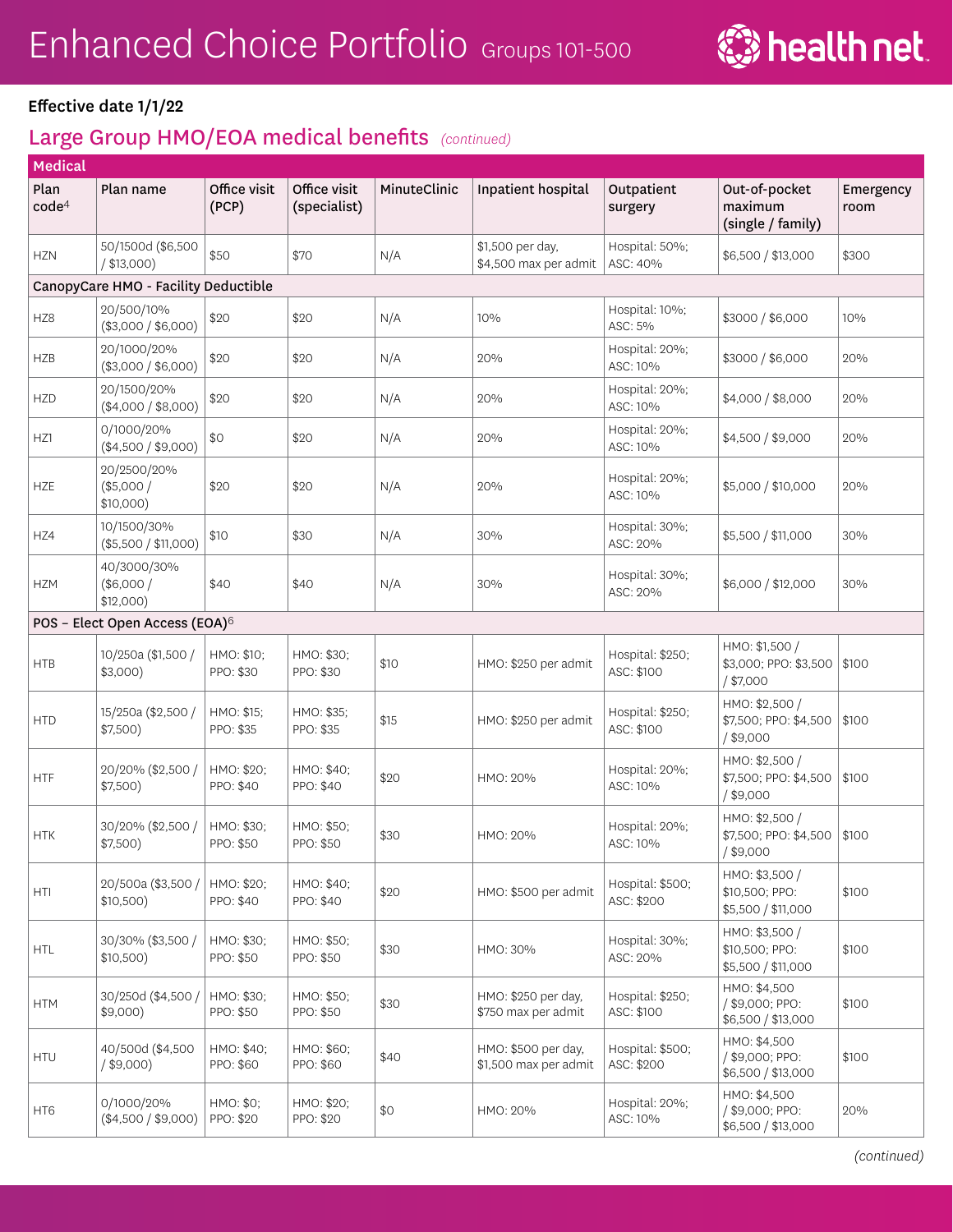# Enhanced Choice Portfolio Groups 101-500

**Effective date 1/1/22**

## Large Group HMO/EOA medical benefits *(continued)*

| Medical | | | | | | | | |
|---|---|---|---|---|---|---|---|---|
| Plan code[4] | Plan name | Office visit (PCP) | Office visit (specialist) | MinuteClinic | Inpatient hospital | Outpatient surgery | Out-of-pocket maximum (single / family) | Emergency room |
| HZN | 50/1500d ($6,500 / $13,000) | $50 | $70 | N/A | $1,500 per day, $4,500 max per admit | Hospital: 50%; ASC: 40% | $6,500 / $13,000 | $300 |
| **CanopyCare HMO - Facility Deductible** | | | | | | | | |
| HZ8 | 20/500/10% ($3,000 / $6,000) | $20 | $20 | N/A | 10% | Hospital: 10%; ASC: 5% | $3000 / $6,000 | 10% |
| HZB | 20/1000/20% ($3,000 / $6,000) | $20 | $20 | N/A | 20% | Hospital: 20%; ASC: 10% | $3000 / $6,000 | 20% |
| HZD | 20/1500/20% ($4,000 / $8,000) | $20 | $20 | N/A | 20% | Hospital: 20%; ASC: 10% | $4,000 / $8,000 | 20% |
| HZ1 | 0/1000/20% ($4,500 / $9,000) | $0 | $20 | N/A | 20% | Hospital: 20%; ASC: 10% | $4,500 / $9,000 | 20% |
| HZE | 20/2500/20% ($5,000 / $10,000) | $20 | $20 | N/A | 20% | Hospital: 20%; ASC: 10% | $5,000 / $10,000 | 20% |
| HZ4 | 10/1500/30% ($5,500 / $11,000) | $10 | $30 | N/A | 30% | Hospital: 30%; ASC: 20% | $5,500 / $11,000 | 30% |
| HZM | 40/3000/30% ($6,000 / $12,000) | $40 | $40 | N/A | 30% | Hospital: 30%; ASC: 20% | $6,000 / $12,000 | 30% |
| **POS – Elect Open Access (EOA)[6]** | | | | | | | | |
| HTB | 10/250a ($1,500 / $3,000) | HMO: $10; PPO: $30 | HMO: $30; PPO: $30 | $10 | HMO: $250 per admit | Hospital: $250; ASC: $100 | HMO: $1,500 / $3,000; PPO: $3,500 / $7,000 | $100 |
| HTD | 15/250a ($2,500 / $7,500) | HMO: $15; PPO: $35 | HMO: $35; PPO: $35 | $15 | HMO: $250 per admit | Hospital: $250; ASC: $100 | HMO: $2,500 / $7,500; PPO: $4,500 / $9,000 | $100 |
| HTF | 20/20% ($2,500 / $7,500) | HMO: $20; PPO: $40 | HMO: $40; PPO: $40 | $20 | HMO: 20% | Hospital: 20%; ASC: 10% | HMO: $2,500 / $7,500; PPO: $4,500 / $9,000 | $100 |
| HTK | 30/20% ($2,500 / $7,500) | HMO: $30; PPO: $50 | HMO: $50; PPO: $50 | $30 | HMO: 20% | Hospital: 20%; ASC: 10% | HMO: $2,500 / $7,500; PPO: $4,500 / $9,000 | $100 |
| HTI | 20/500a ($3,500 / $10,500) | HMO: $20; PPO: $40 | HMO: $40; PPO: $40 | $20 | HMO: $500 per admit | Hospital: $500; ASC: $200 | HMO: $3,500 / $10,500; PPO: $5,500 / $11,000 | $100 |
| HTL | 30/30% ($3,500 / $10,500) | HMO: $30; PPO: $50 | HMO: $50; PPO: $50 | $30 | HMO: 30% | Hospital: 30%; ASC: 20% | HMO: $3,500 / $10,500; PPO: $5,500 / $11,000 | $100 |
| HTM | 30/250d ($4,500 / $9,000) | HMO: $30; PPO: $50 | HMO: $50; PPO: $50 | $30 | HMO: $250 per day, $750 max per admit | Hospital: $250; ASC: $100 | HMO: $4,500 / $9,000; PPO: $6,500 / $13,000 | $100 |
| HTU | 40/500d ($4,500 / $9,000) | HMO: $40; PPO: $60 | HMO: $60; PPO: $60 | $40 | HMO: $500 per day, $1,500 max per admit | Hospital: $500; ASC: $200 | HMO: $4,500 / $9,000; PPO: $6,500 / $13,000 | $100 |
| HT6 | 0/1000/20% ($4,500 / $9,000) | HMO: $0; PPO: $20 | HMO: $20; PPO: $20 | $0 | HMO: 20% | Hospital: 20%; ASC: 10% | HMO: $4,500 / $9,000; PPO: $6,500 / $13,000 | 20% |

*(continued)*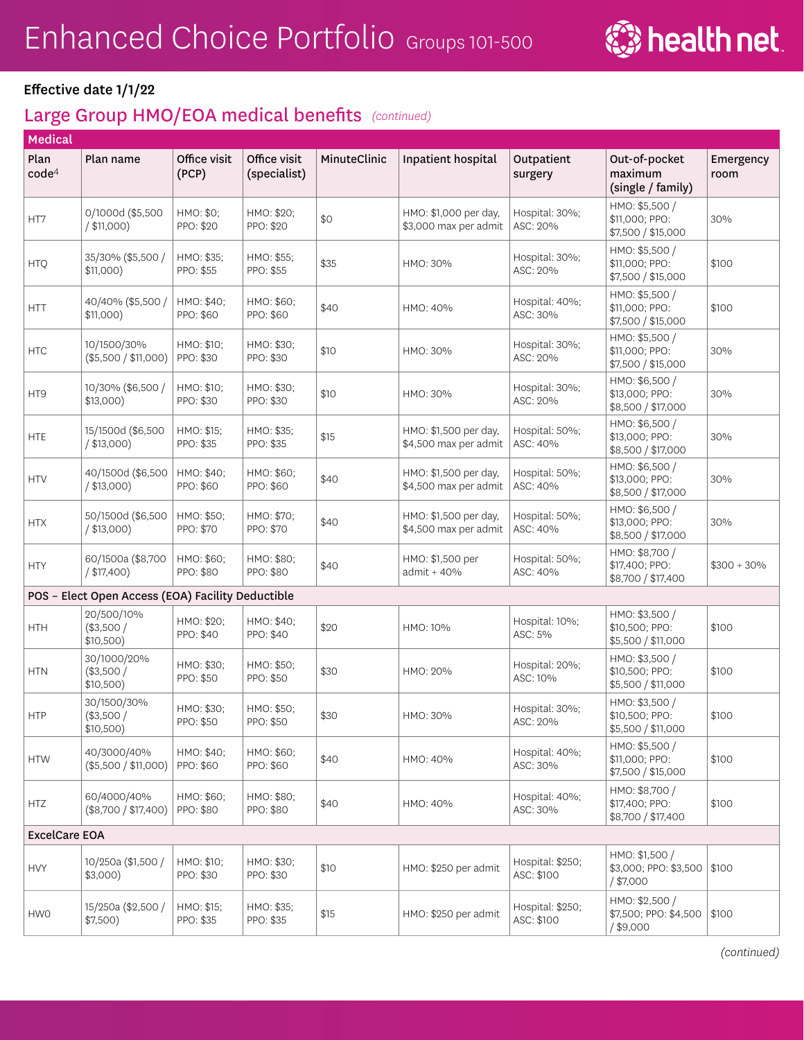# Enhanced Choice Portfolio Groups 101-500

**Effective date 1/1/22**

## Large Group HMO/EOA medical benefits *(continued)*

| Medical | | | | | | | | |
|---|---|---|---|---|---|---|---|---|
| Plan code[4] | Plan name | Office visit (PCP) | Office visit (specialist) | MinuteClinic | Inpatient hospital | Outpatient surgery | Out-of-pocket maximum (single / family) | Emergency room |
| HT7 | 0/1000d ($5,500 / $11,000) | HMO: $0; PPO: $20 | HMO: $20; PPO: $20 | $0 | HMO: $1,000 per day, $3,000 max per admit | Hospital: 30%; ASC: 20% | HMO: $5,500 / $11,000; PPO: $7,500 / $15,000 | 30% |
| HTQ | 35/30% ($5,500 / $11,000) | HMO: $35; PPO: $55 | HMO: $55; PPO: $55 | $35 | HMO: 30% | Hospital: 30%; ASC: 20% | HMO: $5,500 / $11,000; PPO: $7,500 / $15,000 | $100 |
| HTT | 40/40% ($5,500 / $11,000) | HMO: $40; PPO: $60 | HMO: $60; PPO: $60 | $40 | HMO: 40% | Hospital: 40%; ASC: 30% | HMO: $5,500 / $11,000; PPO: $7,500 / $15,000 | $100 |
| HTC | 10/1500/30% ($5,500 / $11,000) | HMO: $10; PPO: $30 | HMO: $30; PPO: $30 | $10 | HMO: 30% | Hospital: 30%; ASC: 20% | HMO: $5,500 / $11,000; PPO: $7,500 / $15,000 | 30% |
| HT9 | 10/30% ($6,500 / $13,000) | HMO: $10; PPO: $30 | HMO: $30; PPO: $30 | $10 | HMO: 30% | Hospital: 30%; ASC: 20% | HMO: $6,500 / $13,000; PPO: $8,500 / $17,000 | 30% |
| HTE | 15/1500d ($6,500 / $13,000) | HMO: $15; PPO: $35 | HMO: $35; PPO: $35 | $15 | HMO: $1,500 per day, $4,500 max per admit | Hospital: 50%; ASC: 40% | HMO: $6,500 / $13,000; PPO: $8,500 / $17,000 | 30% |
| HTV | 40/1500d ($6,500 / $13,000) | HMO: $40; PPO: $60 | HMO: $60; PPO: $60 | $40 | HMO: $1,500 per day, $4,500 max per admit | Hospital: 50%; ASC: 40% | HMO: $6,500 / $13,000; PPO: $8,500 / $17,000 | 30% |
| HTX | 50/1500d ($6,500 / $13,000) | HMO: $50; PPO: $70 | HMO: $70; PPO: $70 | $40 | HMO: $1,500 per day, $4,500 max per admit | Hospital: 50%; ASC: 40% | HMO: $6,500 / $13,000; PPO: $8,500 / $17,000 | 30% |
| HTY | 60/1500a ($8,700 / $17,400) | HMO: $60; PPO: $80 | HMO: $80; PPO: $80 | $40 | HMO: $1,500 per admit + 40% | Hospital: 50%; ASC: 40% | HMO: $8,700 / $17,400; PPO: $8,700 / $17,400 | $300 + 30% |
| POS – Elect Open Access (EOA) Facility Deductible | | | | | | | | |
| HTH | 20/500/10% ($3,500 / $10,500) | HMO: $20; PPO: $40 | HMO: $40; PPO: $40 | $20 | HMO: 10% | Hospital: 10%; ASC: 5% | HMO: $3,500 / $10,500; PPO: $5,500 / $11,000 | $100 |
| HTN | 30/1000/20% ($3,500 / $10,500) | HMO: $30; PPO: $50 | HMO: $50; PPO: $50 | $30 | HMO: 20% | Hospital: 20%; ASC: 10% | HMO: $3,500 / $10,500; PPO: $5,500 / $11,000 | $100 |
| HTP | 30/1500/30% ($3,500 / $10,500) | HMO: $30; PPO: $50 | HMO: $50; PPO: $50 | $30 | HMO: 30% | Hospital: 30%; ASC: 20% | HMO: $3,500 / $10,500; PPO: $5,500 / $11,000 | $100 |
| HTW | 40/3000/40% ($5,500 / $11,000) | HMO: $40; PPO: $60 | HMO: $60; PPO: $60 | $40 | HMO: 40% | Hospital: 40%; ASC: 30% | HMO: $5,500 / $11,000; PPO: $7,500 / $15,000 | $100 |
| HTZ | 60/4000/40% ($8,700 / $17,400) | HMO: $60; PPO: $80 | HMO: $80; PPO: $80 | $40 | HMO: 40% | Hospital: 40%; ASC: 30% | HMO: $8,700 / $17,400; PPO: $8,700 / $17,400 | $100 |
| ExcelCare EOA | | | | | | | | |
| HVY | 10/250a ($1,500 / $3,000) | HMO: $10; PPO: $30 | HMO: $30; PPO: $30 | $10 | HMO: $250 per admit | Hospital: $250; ASC: $100 | HMO: $1,500 / $3,000; PPO: $3,500 / $7,000 | $100 |
| HW0 | 15/250a ($2,500 / $7,500) | HMO: $15; PPO: $35 | HMO: $35; PPO: $35 | $15 | HMO: $250 per admit | Hospital: $250; ASC: $100 | HMO: $2,500 / $7,500; PPO: $4,500 / $9,000 | $100 |

*(continued)*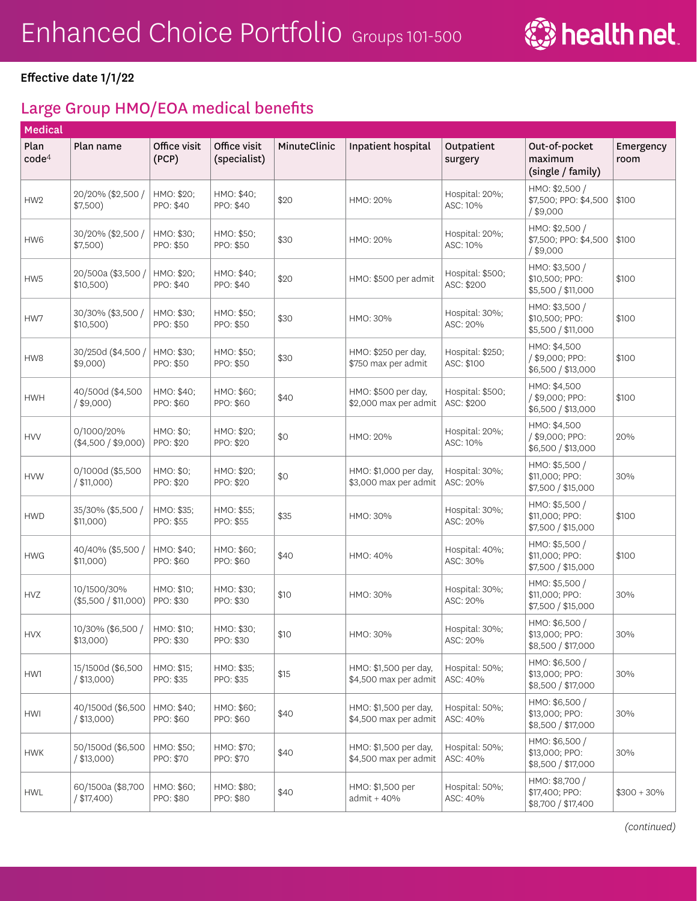# Enhanced Choice Portfolio Groups 101-500

**Effective date 1/1/22**

## Large Group HMO/EOA medical benefits

| Medical | | | | | | | | |
|---|---|---|---|---|---|---|---|---|
| Plan code[4] | Plan name | Office visit (PCP) | Office visit (specialist) | MinuteClinic | Inpatient hospital | Outpatient surgery | Out-of-pocket maximum (single / family) | Emergency room |
| HW2 | 20/20% ($2,500 / $7,500) | HMO: $20; PPO: $40 | HMO: $40; PPO: $40 | $20 | HMO: 20% | Hospital: 20%; ASC: 10% | HMO: $2,500 / $7,500; PPO: $4,500 / $9,000 | $100 |
| HW6 | 30/20% ($2,500 / $7,500) | HMO: $30; PPO: $50 | HMO: $50; PPO: $50 | $30 | HMO: 20% | Hospital: 20%; ASC: 10% | HMO: $2,500 / $7,500; PPO: $4,500 / $9,000 | $100 |
| HW5 | 20/500a ($3,500 / $10,500) | HMO: $20; PPO: $40 | HMO: $40; PPO: $40 | $20 | HMO: $500 per admit | Hospital: $500; ASC: $200 | HMO: $3,500 / $10,500; PPO: $5,500 / $11,000 | $100 |
| HW7 | 30/30% ($3,500 / $10,500) | HMO: $30; PPO: $50 | HMO: $50; PPO: $50 | $30 | HMO: 30% | Hospital: 30%; ASC: 20% | HMO: $3,500 / $10,500; PPO: $5,500 / $11,000 | $100 |
| HW8 | 30/250d ($4,500 / $9,000) | HMO: $30; PPO: $50 | HMO: $50; PPO: $50 | $30 | HMO: $250 per day, $750 max per admit | Hospital: $250; ASC: $100 | HMO: $4,500 / $9,000; PPO: $6,500 / $13,000 | $100 |
| HWH | 40/500d ($4,500 / $9,000) | HMO: $40; PPO: $60 | HMO: $60; PPO: $60 | $40 | HMO: $500 per day, $2,000 max per admit | Hospital: $500; ASC: $200 | HMO: $4,500 / $9,000; PPO: $6,500 / $13,000 | $100 |
| HVV | 0/1000/20% ($4,500 / $9,000) | HMO: $0; PPO: $20 | HMO: $20; PPO: $20 | $0 | HMO: 20% | Hospital: 20%; ASC: 10% | HMO: $4,500 / $9,000; PPO: $6,500 / $13,000 | 20% |
| HVW | 0/1000d ($5,500 / $11,000) | HMO: $0; PPO: $20 | HMO: $20; PPO: $20 | $0 | HMO: $1,000 per day, $3,000 max per admit | Hospital: 30%; ASC: 20% | HMO: $5,500 / $11,000; PPO: $7,500 / $15,000 | 30% |
| HWD | 35/30% ($5,500 / $11,000) | HMO: $35; PPO: $55 | HMO: $55; PPO: $55 | $35 | HMO: 30% | Hospital: 30%; ASC: 20% | HMO: $5,500 / $11,000; PPO: $7,500 / $15,000 | $100 |
| HWG | 40/40% ($5,500 / $11,000) | HMO: $40; PPO: $60 | HMO: $60; PPO: $60 | $40 | HMO: 40% | Hospital: 40%; ASC: 30% | HMO: $5,500 / $11,000; PPO: $7,500 / $15,000 | $100 |
| HVZ | 10/1500/30% ($5,500 / $11,000) | HMO: $10; PPO: $30 | HMO: $30; PPO: $30 | $10 | HMO: 30% | Hospital: 30%; ASC: 20% | HMO: $5,500 / $11,000; PPO: $7,500 / $15,000 | 30% |
| HVX | 10/30% ($6,500 / $13,000) | HMO: $10; PPO: $30 | HMO: $30; PPO: $30 | $10 | HMO: 30% | Hospital: 30%; ASC: 20% | HMO: $6,500 / $13,000; PPO: $8,500 / $17,000 | 30% |
| HW1 | 15/1500d ($6,500 / $13,000) | HMO: $15; PPO: $35 | HMO: $35; PPO: $35 | $15 | HMO: $1,500 per day, $4,500 max per admit | Hospital: 50%; ASC: 40% | HMO: $6,500 / $13,000; PPO: $8,500 / $17,000 | 30% |
| HWI | 40/1500d ($6,500 / $13,000) | HMO: $40; PPO: $60 | HMO: $60; PPO: $60 | $40 | HMO: $1,500 per day, $4,500 max per admit | Hospital: 50%; ASC: 40% | HMO: $6,500 / $13,000; PPO: $8,500 / $17,000 | 30% |
| HWK | 50/1500d ($6,500 / $13,000) | HMO: $50; PPO: $70 | HMO: $70; PPO: $70 | $40 | HMO: $1,500 per day, $4,500 max per admit | Hospital: 50%; ASC: 40% | HMO: $6,500 / $13,000; PPO: $8,500 / $17,000 | 30% |
| HWL | 60/1500a ($8,700 / $17,400) | HMO: $60; PPO: $80 | HMO: $80; PPO: $80 | $40 | HMO: $1,500 per admit + 40% | Hospital: 50%; ASC: 40% | HMO: $8,700 / $17,400; PPO: $8,700 / $17,400 | $300 + 30% |

*(continued)*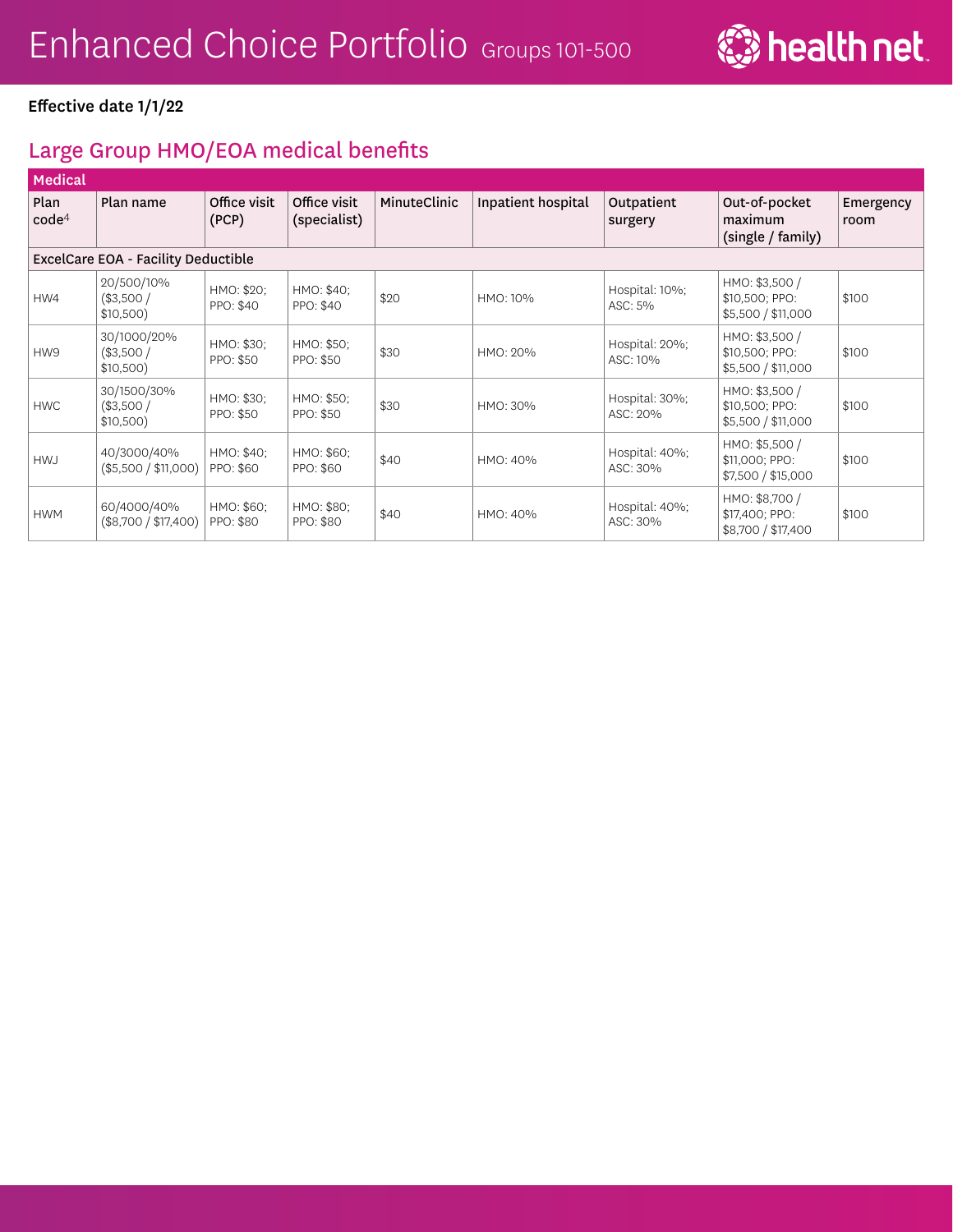# Enhanced Choice Portfolio Groups 101-500

**Effective date 1/1/22**

## Large Group HMO/EOA medical benefits

| Medical | | | | | | | | |
|---|---|---|---|---|---|---|---|---|
| Plan code[4] | Plan name | Office visit (PCP) | Office visit (specialist) | MinuteClinic | Inpatient hospital | Outpatient surgery | Out-of-pocket maximum (single / family) | Emergency room |
| **ExcelCare EOA - Facility Deductible** | | | | | | | | |
| HW4 | 20/500/10% ($3,500 / $10,500) | HMO: $20; PPO: $40 | HMO: $40; PPO: $40 | $20 | HMO: 10% | Hospital: 10%; ASC: 5% | HMO: $3,500 / $10,500; PPO: $5,500 / $11,000 | $100 |
| HW9 | 30/1000/20% ($3,500 / $10,500) | HMO: $30; PPO: $50 | HMO: $50; PPO: $50 | $30 | HMO: 20% | Hospital: 20%; ASC: 10% | HMO: $3,500 / $10,500; PPO: $5,500 / $11,000 | $100 |
| HWC | 30/1500/30% ($3,500 / $10,500) | HMO: $30; PPO: $50 | HMO: $50; PPO: $50 | $30 | HMO: 30% | Hospital: 30%; ASC: 20% | HMO: $3,500 / $10,500; PPO: $5,500 / $11,000 | $100 |
| HWJ | 40/3000/40% ($5,500 / $11,000) | HMO: $40; PPO: $60 | HMO: $60; PPO: $60 | $40 | HMO: 40% | Hospital: 40%; ASC: 30% | HMO: $5,500 / $11,000; PPO: $7,500 / $15,000 | $100 |
| HWM | 60/4000/40% ($8,700 / $17,400) | HMO: $60; PPO: $80 | HMO: $80; PPO: $80 | $40 | HMO: 40% | Hospital: 40%; ASC: 30% | HMO: $8,700 / $17,400; PPO: $8,700 / $17,400 | $100 |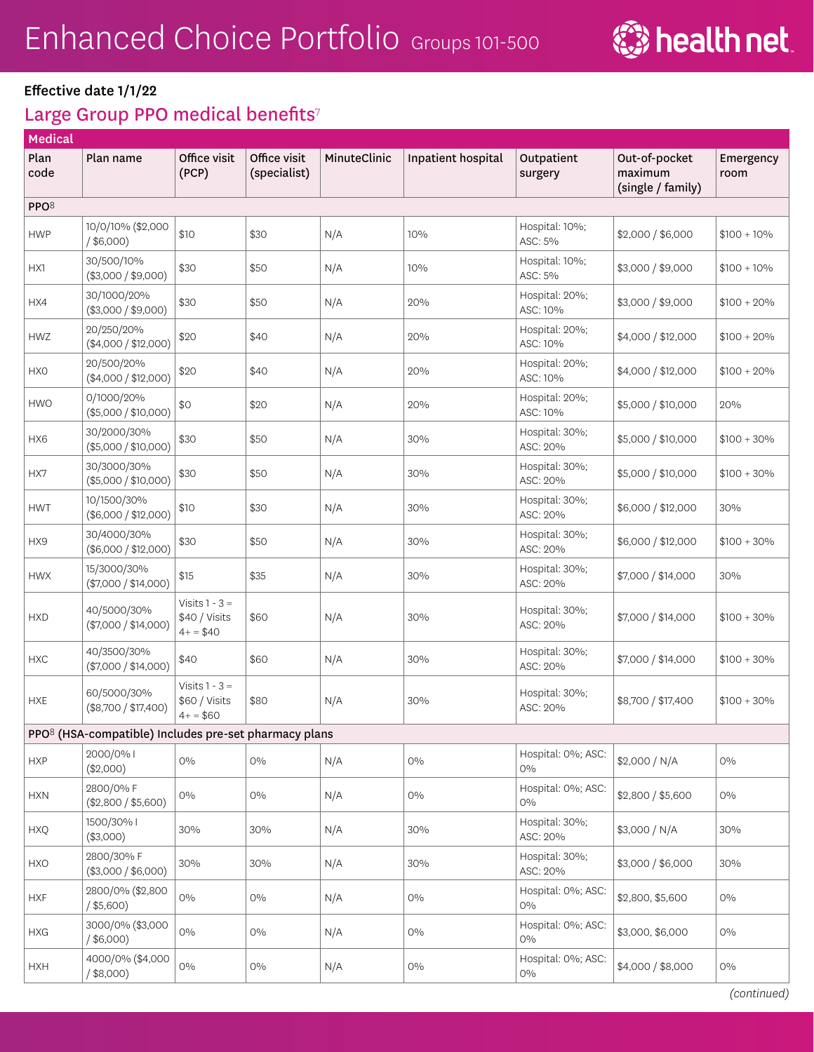# Enhanced Choice Portfolio Groups 101-500

health net

**Effective date 1/1/22**

## Large Group PPO medical benefits[7]

| Medical | | | | | | | | |
|---|---|---|---|---|---|---|---|---|
| Plan code | Plan name | Office visit (PCP) | Office visit (specialist) | MinuteClinic | Inpatient hospital | Outpatient surgery | Out-of-pocket maximum (single / family) | Emergency room |
| PPO[8] | | | | | | | | |
| HWP | 10/0/10% ($2,000 / $6,000) | $10 | $30 | N/A | 10% | Hospital: 10%; ASC: 5% | $2,000 / $6,000 | $100 + 10% |
| HX1 | 30/500/10% ($3,000 / $9,000) | $30 | $50 | N/A | 10% | Hospital: 10%; ASC: 5% | $3,000 / $9,000 | $100 + 10% |
| HX4 | 30/1000/20% ($3,000 / $9,000) | $30 | $50 | N/A | 20% | Hospital: 20%; ASC: 10% | $3,000 / $9,000 | $100 + 20% |
| HWZ | 20/250/20% ($4,000 / $12,000) | $20 | $40 | N/A | 20% | Hospital: 20%; ASC: 10% | $4,000 / $12,000 | $100 + 20% |
| HX0 | 20/500/20% ($4,000 / $12,000) | $20 | $40 | N/A | 20% | Hospital: 20%; ASC: 10% | $4,000 / $12,000 | $100 + 20% |
| HWO | 0/1000/20% ($5,000 / $10,000) | $0 | $20 | N/A | 20% | Hospital: 20%; ASC: 10% | $5,000 / $10,000 | 20% |
| HX6 | 30/2000/30% ($5,000 / $10,000) | $30 | $50 | N/A | 30% | Hospital: 30%; ASC: 20% | $5,000 / $10,000 | $100 + 30% |
| HX7 | 30/3000/30% ($5,000 / $10,000) | $30 | $50 | N/A | 30% | Hospital: 30%; ASC: 20% | $5,000 / $10,000 | $100 + 30% |
| HWT | 10/1500/30% ($6,000 / $12,000) | $10 | $30 | N/A | 30% | Hospital: 30%; ASC: 20% | $6,000 / $12,000 | 30% |
| HX9 | 30/4000/30% ($6,000 / $12,000) | $30 | $50 | N/A | 30% | Hospital: 30%; ASC: 20% | $6,000 / $12,000 | $100 + 30% |
| HWX | 15/3000/30% ($7,000 / $14,000) | $15 | $35 | N/A | 30% | Hospital: 30%; ASC: 20% | $7,000 / $14,000 | 30% |
| HXD | 40/5000/30% ($7,000 / $14,000) | Visits 1 - 3 = $40 / Visits 4+ = $40 | $60 | N/A | 30% | Hospital: 30%; ASC: 20% | $7,000 / $14,000 | $100 + 30% |
| HXC | 40/3500/30% ($7,000 / $14,000) | $40 | $60 | N/A | 30% | Hospital: 30%; ASC: 20% | $7,000 / $14,000 | $100 + 30% |
| HXE | 60/5000/30% ($8,700 / $17,400) | Visits 1 - 3 = $60 / Visits 4+ = $60 | $80 | N/A | 30% | Hospital: 30%; ASC: 20% | $8,700 / $17,400 | $100 + 30% |
| PPO[8] (HSA-compatible) Includes pre-set pharmacy plans | | | | | | | | |
| HXP | 2000/0% I ($2,000) | 0% | 0% | N/A | 0% | Hospital: 0%; ASC: 0% | $2,000 / N/A | 0% |
| HXN | 2800/0% F ($2,800 / $5,600) | 0% | 0% | N/A | 0% | Hospital: 0%; ASC: 0% | $2,800 / $5,600 | 0% |
| HXQ | 1500/30% I ($3,000) | 30% | 30% | N/A | 30% | Hospital: 30%; ASC: 20% | $3,000 / N/A | 30% |
| HXO | 2800/30% F ($3,000 / $6,000) | 30% | 30% | N/A | 30% | Hospital: 30%; ASC: 20% | $3,000 / $6,000 | 30% |
| HXF | 2800/0% ($2,800 / $5,600) | 0% | 0% | N/A | 0% | Hospital: 0%; ASC: 0% | $2,800, $5,600 | 0% |
| HXG | 3000/0% ($3,000 / $6,000) | 0% | 0% | N/A | 0% | Hospital: 0%; ASC: 0% | $3,000, $6,000 | 0% |
| HXH | 4000/0% ($4,000 / $8,000) | 0% | 0% | N/A | 0% | Hospital: 0%; ASC: 0% | $4,000 / $8,000 | 0% |

*(continued)*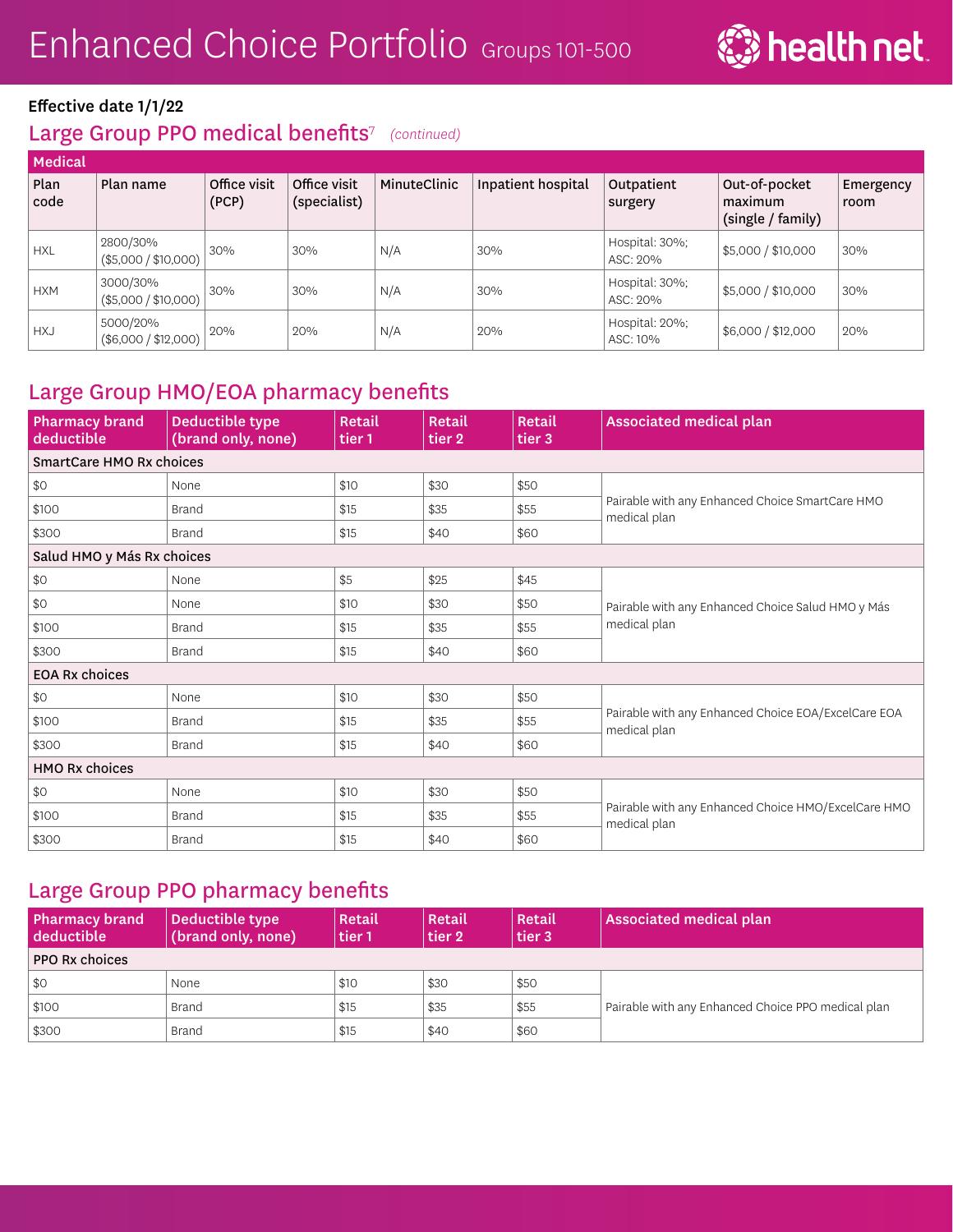# Enhanced Choice Portfolio Groups 101-500

**Effective date 1/1/22**

## Large Group PPO medical benefits[7] *(continued)*

| Medical | | | | | | | | |
|---|---|---|---|---|---|---|---|---|
| Plan code | Plan name | Office visit (PCP) | Office visit (specialist) | MinuteClinic | Inpatient hospital | Outpatient surgery | Out-of-pocket maximum (single / family) | Emergency room |
| HXL | 2800/30% ($5,000 / $10,000) | 30% | 30% | N/A | 30% | Hospital: 30%; ASC: 20% | $5,000 / $10,000 | 30% |
| HXM | 3000/30% ($5,000 / $10,000) | 30% | 30% | N/A | 30% | Hospital: 30%; ASC: 20% | $5,000 / $10,000 | 30% |
| HXJ | 5000/20% ($6,000 / $12,000) | 20% | 20% | N/A | 20% | Hospital: 20%; ASC: 10% | $6,000 / $12,000 | 20% |

## Large Group HMO/EOA pharmacy benefits

| Pharmacy brand deductible | Deductible type (brand only, none) | Retail tier 1 | Retail tier 2 | Retail tier 3 | Associated medical plan |
|---|---|---|---|---|---|
| SmartCare HMO Rx choices | | | | | |
| $0 | None | $10 | $30 | $50 | Pairable with any Enhanced Choice SmartCare HMO medical plan |
| $100 | Brand | $15 | $35 | $55 | |
| $300 | Brand | $15 | $40 | $60 | |
| Salud HMO y Más Rx choices | | | | | |
| $0 | None | $5 | $25 | $45 | Pairable with any Enhanced Choice Salud HMO y Más medical plan |
| $0 | None | $10 | $30 | $50 | |
| $100 | Brand | $15 | $35 | $55 | |
| $300 | Brand | $15 | $40 | $60 | |
| EOA Rx choices | | | | | |
| $0 | None | $10 | $30 | $50 | Pairable with any Enhanced Choice EOA/ExcelCare EOA medical plan |
| $100 | Brand | $15 | $35 | $55 | |
| $300 | Brand | $15 | $40 | $60 | |
| HMO Rx choices | | | | | |
| $0 | None | $10 | $30 | $50 | Pairable with any Enhanced Choice HMO/ExcelCare HMO medical plan |
| $100 | Brand | $15 | $35 | $55 | |
| $300 | Brand | $15 | $40 | $60 | |

## Large Group PPO pharmacy benefits

| Pharmacy brand deductible | Deductible type (brand only, none) | Retail tier 1 | Retail tier 2 | Retail tier 3 | Associated medical plan |
|---|---|---|---|---|---|
| PPO Rx choices | | | | | |
| $0 | None | $10 | $30 | $50 | Pairable with any Enhanced Choice PPO medical plan |
| $100 | Brand | $15 | $35 | $55 | |
| $300 | Brand | $15 | $40 | $60 | |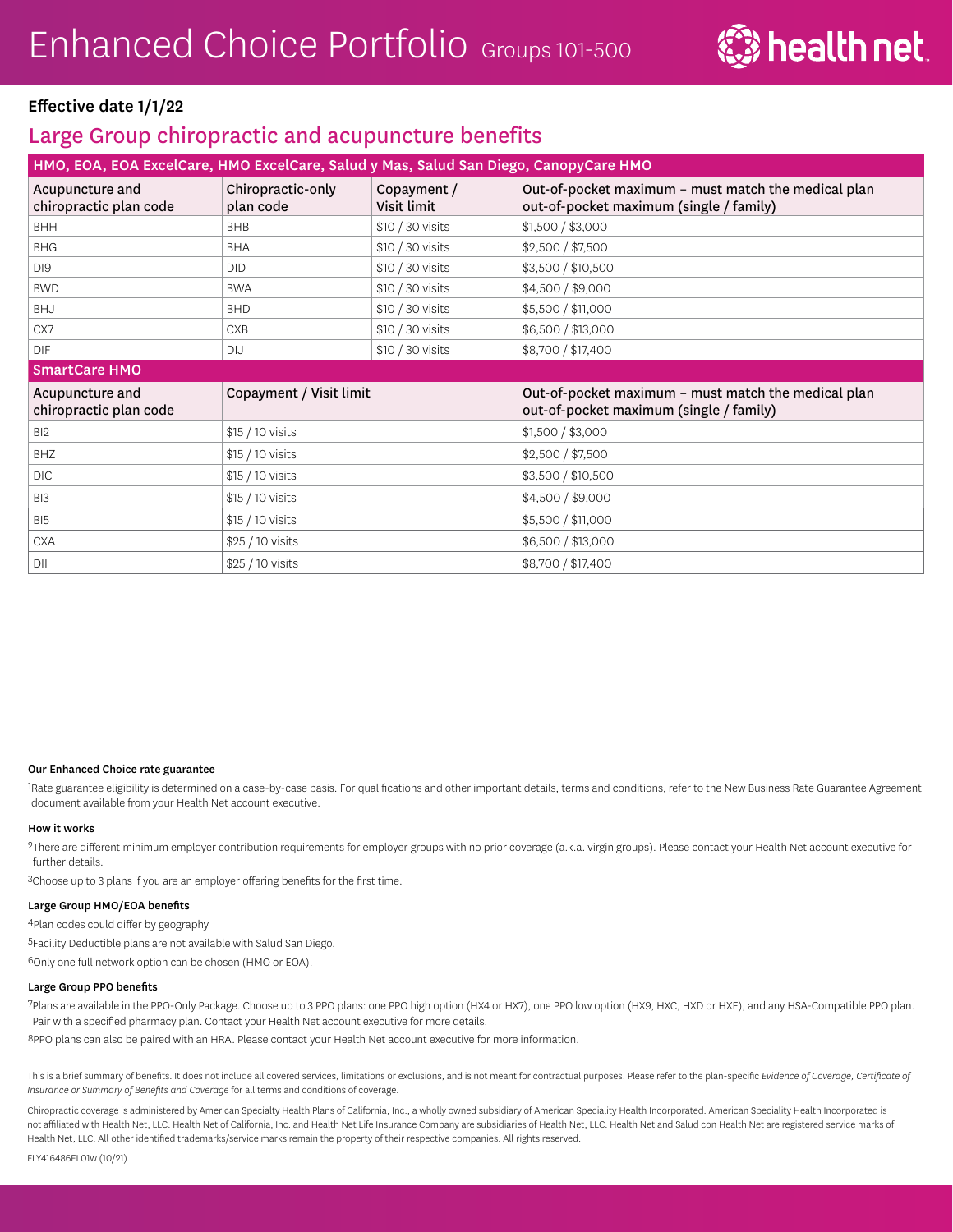# Enhanced Choice Portfolio Groups 101-500

health net

**Effective date 1/1/22**

## Large Group chiropractic and acupuncture benefits

| HMO, EOA, EOA ExcelCare, HMO ExcelCare, Salud y Mas, Salud San Diego, CanopyCare HMO | | | |
|---|---|---|---|
| Acupuncture and chiropractic plan code | Chiropractic-only plan code | Copayment / Visit limit | Out-of-pocket maximum – must match the medical plan out-of-pocket maximum (single / family) |
| BHH | BHB | $10 / 30 visits | $1,500 / $3,000 |
| BHG | BHA | $10 / 30 visits | $2,500 / $7,500 |
| DI9 | DID | $10 / 30 visits | $3,500 / $10,500 |
| BWD | BWA | $10 / 30 visits | $4,500 / $9,000 |
| BHJ | BHD | $10 / 30 visits | $5,500 / $11,000 |
| CX7 | CXB | $10 / 30 visits | $6,500 / $13,000 |
| DIF | DIJ | $10 / 30 visits | $8,700 / $17,400 |

| SmartCare HMO | | |
|---|---|---|
| Acupuncture and chiropractic plan code | Copayment / Visit limit | Out-of-pocket maximum – must match the medical plan out-of-pocket maximum (single / family) |
| BI2 | $15 / 10 visits | $1,500 / $3,000 |
| BHZ | $15 / 10 visits | $2,500 / $7,500 |
| DIC | $15 / 10 visits | $3,500 / $10,500 |
| BI3 | $15 / 10 visits | $4,500 / $9,000 |
| BI5 | $15 / 10 visits | $5,500 / $11,000 |
| CXA | $25 / 10 visits | $6,500 / $13,000 |
| DII | $25 / 10 visits | $8,700 / $17,400 |

#### Our Enhanced Choice rate guarantee

[1]Rate guarantee eligibility is determined on a case-by-case basis. For qualifications and other important details, terms and conditions, refer to the New Business Rate Guarantee Agreement document available from your Health Net account executive.

#### How it works

[2]There are different minimum employer contribution requirements for employer groups with no prior coverage (a.k.a. virgin groups). Please contact your Health Net account executive for further details.

[3]Choose up to 3 plans if you are an employer offering benefits for the first time.

#### Large Group HMO/EOA benefits

[4]Plan codes could differ by geography

[5]Facility Deductible plans are not available with Salud San Diego.

[6]Only one full network option can be chosen (HMO or EOA).

#### Large Group PPO benefits

[7]Plans are available in the PPO-Only Package. Choose up to 3 PPO plans: one PPO high option (HX4 or HX7), one PPO low option (HX9, HXC, HXD or HXE), and any HSA-Compatible PPO plan. Pair with a specified pharmacy plan. Contact your Health Net account executive for more details.

[8]PPO plans can also be paired with an HRA. Please contact your Health Net account executive for more information.

This is a brief summary of benefits. It does not include all covered services, limitations or exclusions, and is not meant for contractual purposes. Please refer to the plan-specific *Evidence of Coverage*, *Certificate of Insurance or Summary of Benefits and Coverage* for all terms and conditions of coverage.

Chiropractic coverage is administered by American Specialty Health Plans of California, Inc., a wholly owned subsidiary of American Speciality Health Incorporated. American Speciality Health Incorporated is not affiliated with Health Net, LLC. Health Net of California, Inc. and Health Net Life Insurance Company are subsidiaries of Health Net, LLC. Health Net and Salud con Health Net are registered service marks of Health Net, LLC. All other identified trademarks/service marks remain the property of their respective companies. All rights reserved.

FLY416486EL01w (10/21)